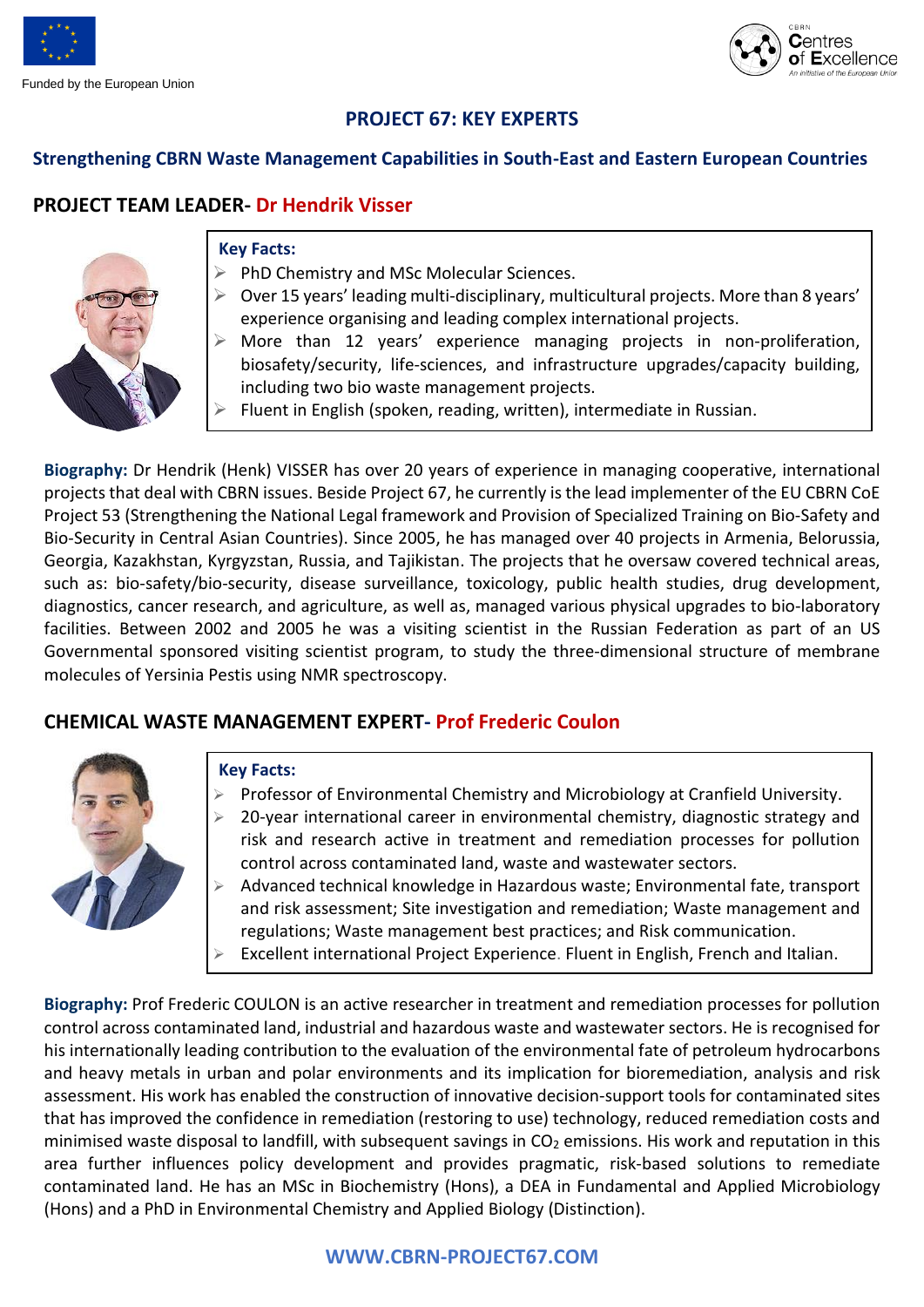Funded by the European Union

# PROJECT 67: KEY EXPERTS

## Strengthening CBRN Waste Management Capabilities in South-East and Eastern European Countries

## PROJECT TEAM LEADER- Dr Hendrik Visser

**Key Facts:**

- PhD Chemistry and MSc Molecular Sciences.
- Over 15 years' leading multi-disciplinary, multicultural projects. More than 8 years' experience organising and leading complex international projects.
- More than 12 years' experience managing projects in non-proliferation, biosafety/security, life-sciences, and infrastructure upgrades/capacity building, including two bio waste management projects.
- Fluent in English (spoken, reading, written), intermediate in Russian.

**Biography:** Dr Hendrik (Henk) VISSER has over 20 years of experience in managing cooperative, international projects that deal with CBRN issues. Beside Project 67, he currently is the lead implementer of the EU CBRN CoE Project 53 (Strengthening the National Legal framework and Provision of Specialized Training on Bio-Safety and Bio-Security in Central Asian Countries). Since 2005, he has managed over 40 projects in Armenia, Belorussia, Georgia, Kazakhstan, Kyrgyzstan, Russia, and Tajikistan. The projects that he oversaw covered technical areas, such as: bio-safety/bio-security, disease surveillance, toxicology, public health studies, drug development, diagnostics, cancer research, and agriculture, as well as, managed various physical upgrades to bio-laboratory facilities. Between 2002 and 2005 he was a visiting scientist in the Russian Federation as part of an US Governmental sponsored visiting scientist program, to study the three-dimensional structure of membrane molecules of Yersinia Pestis using NMR spectroscopy.

## CHEMICAL WASTE MANAGEMENT EXPERT- Prof Frederic Coulon

**Key Facts:**

- Professor of Environmental Chemistry and Microbiology at Cranfield University.
- 20-year international career in environmental chemistry, diagnostic strategy and risk and research active in treatment and remediation processes for pollution control across contaminated land, waste and wastewater sectors.
- Advanced technical knowledge in Hazardous waste; Environmental fate, transport and risk assessment; Site investigation and remediation; Waste management and regulations; Waste management best practices; and Risk communication.
- Excellent international Project Experience. Fluent in English, French and Italian.

**Biography:** Prof Frederic COULON is an active researcher in treatment and remediation processes for pollution control across contaminated land, industrial and hazardous waste and wastewater sectors. He is recognised for his internationally leading contribution to the evaluation of the environmental fate of petroleum hydrocarbons and heavy metals in urban and polar environments and its implication for bioremediation, analysis and risk assessment. His work has enabled the construction of innovative decision-support tools for contaminated sites that has improved the confidence in remediation (restoring to use) technology, reduced remediation costs and minimised waste disposal to landfill, with subsequent savings in $CO_2$ emissions. His work and reputation in this area further influences policy development and provides pragmatic, risk-based solutions to remediate contaminated land. He has an MSc in Biochemistry (Hons), a DEA in Fundamental and Applied Microbiology (Hons) and a PhD in Environmental Chemistry and Applied Biology (Distinction).

**WWW.CBRN-PROJECT67.COM**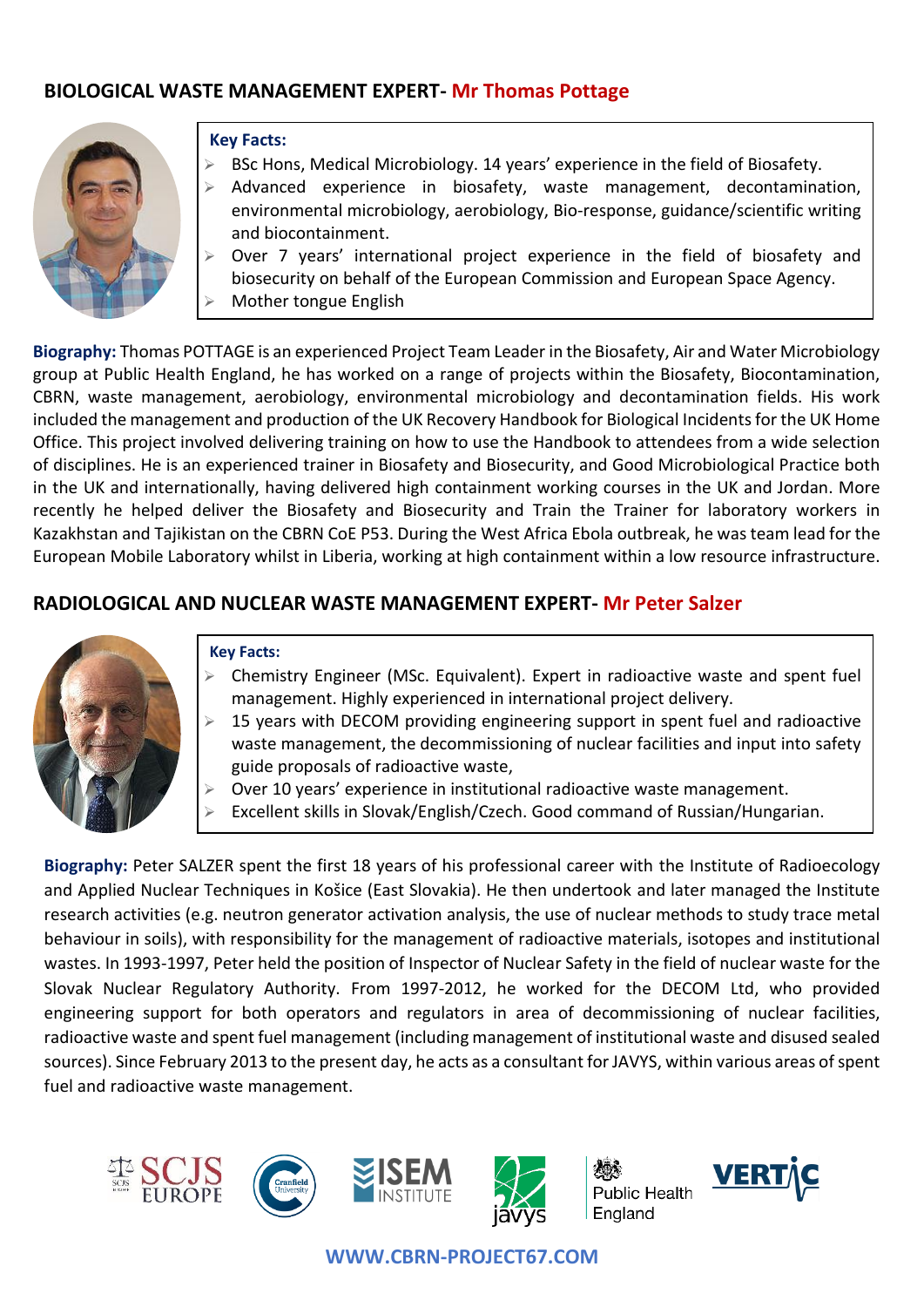## BIOLOGICAL WASTE MANAGEMENT EXPERT- Mr Thomas Pottage

**Key Facts:**

- BSc Hons, Medical Microbiology. 14 years' experience in the field of Biosafety.
- Advanced experience in biosafety, waste management, decontamination, environmental microbiology, aerobiology, Bio-response, guidance/scientific writing and biocontainment.
- Over 7 years' international project experience in the field of biosafety and biosecurity on behalf of the European Commission and European Space Agency.
- Mother tongue English

**Biography:** Thomas POTTAGE is an experienced Project Team Leader in the Biosafety, Air and Water Microbiology group at Public Health England, he has worked on a range of projects within the Biosafety, Biocontamination, CBRN, waste management, aerobiology, environmental microbiology and decontamination fields. His work included the management and production of the UK Recovery Handbook for Biological Incidents for the UK Home Office. This project involved delivering training on how to use the Handbook to attendees from a wide selection of disciplines. He is an experienced trainer in Biosafety and Biosecurity, and Good Microbiological Practice both in the UK and internationally, having delivered high containment working courses in the UK and Jordan. More recently he helped deliver the Biosafety and Biosecurity and Train the Trainer for laboratory workers in Kazakhstan and Tajikistan on the CBRN CoE P53. During the West Africa Ebola outbreak, he was team lead for the European Mobile Laboratory whilst in Liberia, working at high containment within a low resource infrastructure.

## RADIOLOGICAL AND NUCLEAR WASTE MANAGEMENT EXPERT- Mr Peter Salzer

**Key Facts:**

- Chemistry Engineer (MSc. Equivalent). Expert in radioactive waste and spent fuel management. Highly experienced in international project delivery.
- 15 years with DECOM providing engineering support in spent fuel and radioactive waste management, the decommissioning of nuclear facilities and input into safety guide proposals of radioactive waste,
- Over 10 years' experience in institutional radioactive waste management.
- Excellent skills in Slovak/English/Czech. Good command of Russian/Hungarian.

**Biography:** Peter SALZER spent the first 18 years of his professional career with the Institute of Radioecology and Applied Nuclear Techniques in Košice (East Slovakia). He then undertook and later managed the Institute research activities (e.g. neutron generator activation analysis, the use of nuclear methods to study trace metal behaviour in soils), with responsibility for the management of radioactive materials, isotopes and institutional wastes. In 1993-1997, Peter held the position of Inspector of Nuclear Safety in the field of nuclear waste for the Slovak Nuclear Regulatory Authority. From 1997-2012, he worked for the DECOM Ltd, who provided engineering support for both operators and regulators in area of decommissioning of nuclear facilities, radioactive waste and spent fuel management (including management of institutional waste and disused sealed sources). Since February 2013 to the present day, he acts as a consultant for JAVYS, within various areas of spent fuel and radioactive waste management.

SCJS EUROPE | Cranfield University | ISEM INSTITUTE | javys | Public Health England | VERTIC

**WWW.CBRN-PROJECT67.COM**